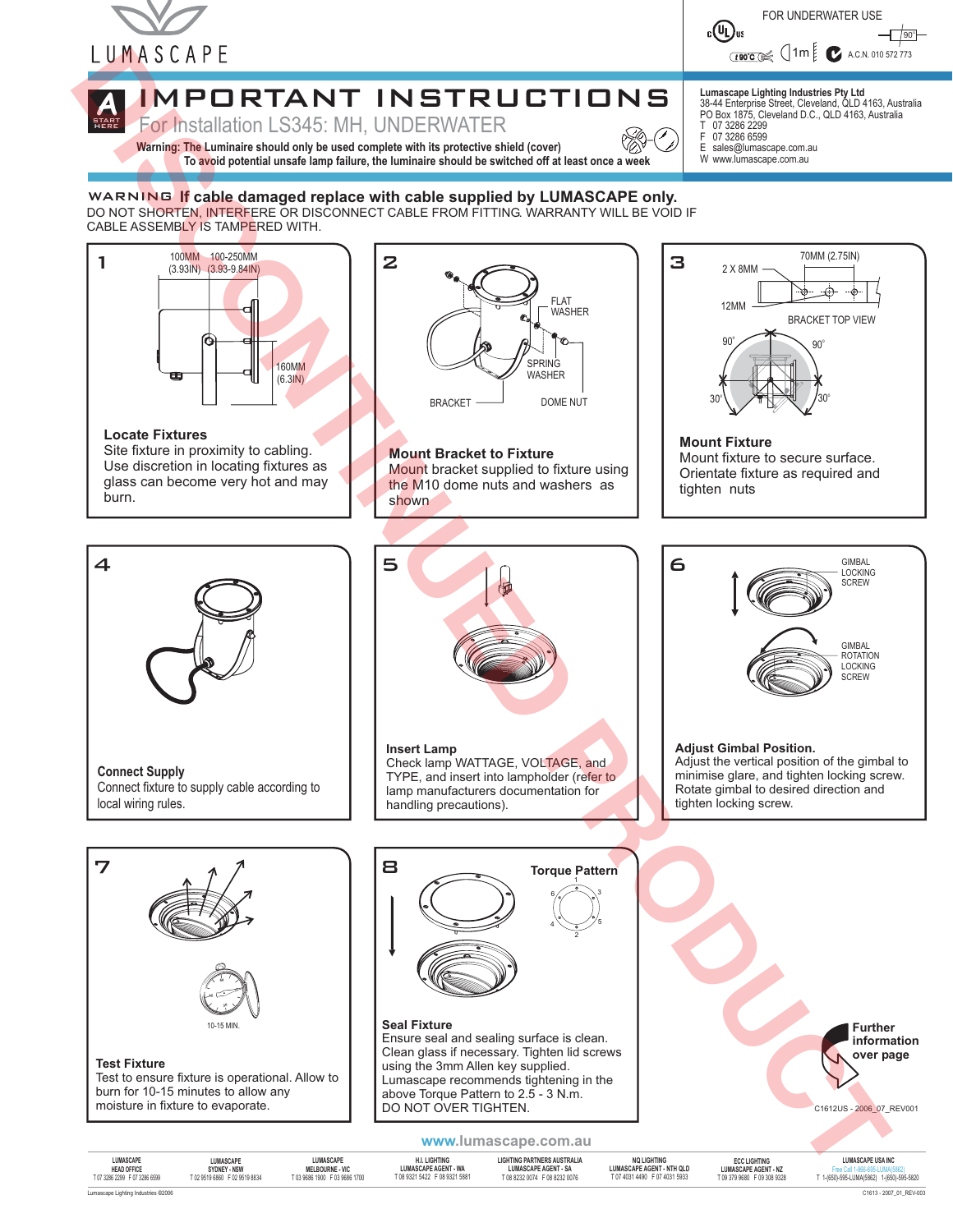LUMASCAPE

FOR UNDERWATER USE

90°C 1m A.C.N. 010 572 773

# IMPORTANT INSTRUCTIONS

## For Installation LS345: MH, UNDERWATER

A START HERE

**Warning: The Luminaire should only be used complete with its protective shield (cover)**
**To avoid potential unsafe lamp failure, the luminaire should be switched off at least once a week**

Lumascape Lighting Industries Pty Ltd
38-44 Enterprise Street, Cleveland, QLD 4163, Australia
PO Box 1875, Cleveland D.C., QLD 4163, Australia
T 07 3286 2299
F 07 3286 6599
E sales@lumascape.com.au
W www.lumascape.com.au

DISCONTINUED PRODUCT

**WARNING If cable damaged replace with cable supplied by LUMASCAPE only.**
DO NOT SHORTEN, INTERFERE OR DISCONNECT CABLE FROM FITTING. WARRANTY WILL BE VOID IF CABLE ASSEMBLY IS TAMPERED WITH.

### 1

100MM (3.93IN) 100-250MM (3.93-9.84IN) 160MM (6.3IN)

**Locate Fixtures**
Site fixture in proximity to cabling. Use discretion in locating fixtures as glass can become very hot and may burn.

### 2

FLAT WASHER, SPRING WASHER, BRACKET, DOME NUT

**Mount Bracket to Fixture**
Mount bracket supplied to fixture using the M10 dome nuts and washers as shown

### 3

70MM (2.75IN), 2 X 8MM, 12MM, BRACKET TOP VIEW, 90°, 90°, 30°, 30°

**Mount Fixture**
Mount fixture to secure surface. Orientate fixture as required and tighten nuts

### 4

**Connect Supply**
Connect fixture to supply cable according to local wiring rules.

### 5

**Insert Lamp**
Check lamp WATTAGE, VOLTAGE, and TYPE, and insert into lampholder (refer to lamp manufacturers documentation for handling precautions).

### 6

GIMBAL LOCKING SCREW
GIMBAL ROTATION LOCKING SCREW

**Adjust Gimbal Position.**
Adjust the vertical position of the gimbal to minimise glare, and tighten locking screw. Rotate gimbal to desired direction and tighten locking screw.

### 7

10-15 MIN.

**Test Fixture**
Test to ensure fixture is operational. Allow to burn for 10-15 minutes to allow any moisture in fixture to evaporate.

### 8

Torque Pattern: 1, 3, 5, 2, 4, 6

**Seal Fixture**
Ensure seal and sealing surface is clean. Clean glass if necessary. Tighten lid screws using the 3mm Allen key supplied. Lumascape recommends tightening in the above Torque Pattern to 2.5 - 3 N.m.
DO NOT OVER TIGHTEN.

**Further information over page**

C1612US - 2006_07_REV001

www.lumascape.com.au

| LUMASCAPE HEAD OFFICE | LUMASCAPE SYDNEY - NSW | LUMASCAPE MELBOURNE - VIC | H.I. LIGHTING LUMASCAPE AGENT - WA | LIGHTING PARTNERS AUSTRALIA LUMASCAPE AGENT - SA | NQ LIGHTING LUMASCAPE AGENT - NTH QLD | ECC LIGHTING LUMASCAPE AGENT - NZ | LUMASCAPE USA INC |
|---|---|---|---|---|---|---|---|
| T 07 3286 2299 F 07 3286 6599 | T 02 9519 6860 F 02 9519 8834 | T 03 9686 1900 F 03 9686 1700 | T 08 9321 5422 F 08 9321 5881 | T 08 8232 0074 F 08 8232 0076 | T 07 4031 4490 F 07 4031 5933 | T 09 379 9680 F 09 308 9328 | Free Call 1-866-695-LUMA(5862) T 1-(650)-595-LUMA(5862) 1-(650)-595-5820 |

Lumascape Lighting Industries ©2006

C1613 - 2007_01_REV-003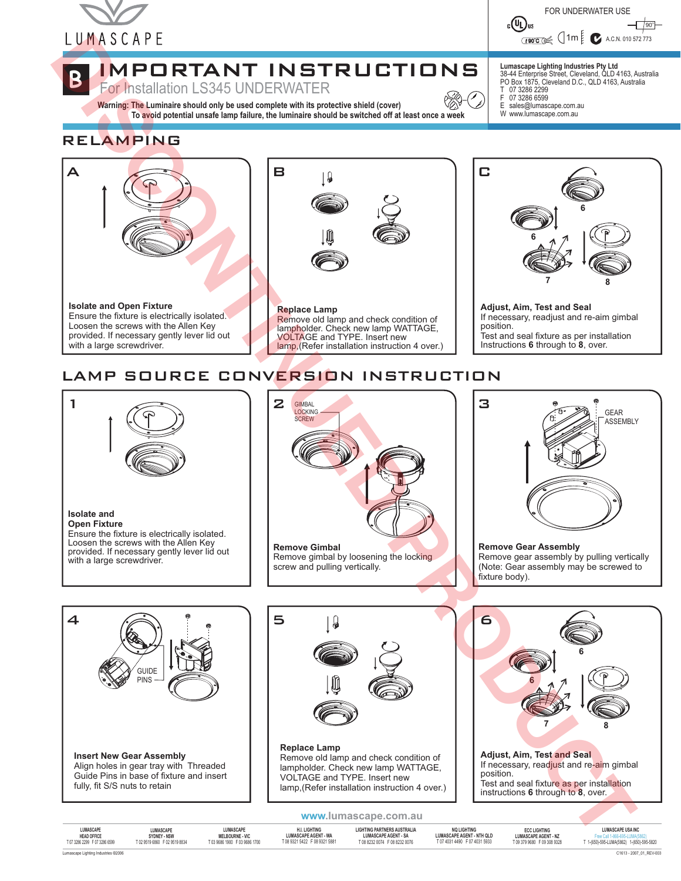LUMASCAPE

FOR UNDERWATER USE

A.C.N. 010 572 773

# B IMPORTANT INSTRUCTIONS

## For Installation LS345 UNDERWATER

**Warning: The Luminaire should only be used complete with its protective shield (cover)**
**To avoid potential unsafe lamp failure, the luminaire should be switched off at least once a week**

**Lumascape Lighting Industries Pty Ltd**
38-44 Enterprise Street, Cleveland, QLD 4163, Australia
PO Box 1875, Cleveland D.C., QLD 4163, Australia
T 07 3286 2299
F 07 3286 6599
E sales@lumascape.com.au
W www.lumascape.com.au

DISCONTINUED PRODUCT

## RELAMPING

### A

**Isolate and Open Fixture**
Ensure the fixture is electrically isolated. Loosen the screws with the Allen Key provided. If necessary gently lever lid out with a large screwdriver.

### B

**Replace Lamp**
Remove old lamp and check condition of lampholder. Check new lamp WATTAGE, VOLTAGE and TYPE. Insert new lamp,(Refer installation instruction 4 over.)

### C

**Adjust, Aim, Test and Seal**
If necessary, readjust and re-aim gimbal position.
Test and seal fixture as per installation Instructions **6** through to **8**, over.

## LAMP SOURCE CONVERSION INSTRUCTION

### 1

**Isolate and Open Fixture**
Ensure the fixture is electrically isolated. Loosen the screws with the Allen Key provided. If necessary gently lever lid out with a large screwdriver.

### 2

GIMBAL LOCKING SCREW

**Remove Gimbal**
Remove gimbal by loosening the locking screw and pulling vertically.

### 3

GEAR ASSEMBLY

**Remove Gear Assembly**
Remove gear assembly by pulling vertically (Note: Gear assembly may be screwed to fixture body).

### 4

GUIDE PINS

**Insert New Gear Assembly**
Align holes in gear tray with Threaded Guide Pins in base of fixture and insert fully, fit S/S nuts to retain

### 5

**Replace Lamp**
Remove old lamp and check condition of lampholder. Check new lamp WATTAGE, VOLTAGE and TYPE. Insert new lamp,(Refer installation instruction 4 over.)

### 6

**Adjust, Aim, Test and Seal**
If necessary, readjust and re-aim gimbal position.
Test and seal fixture as per installation instructions **6** through to **8**, over.

www.lumascape.com.au

| LUMASCAPE HEAD OFFICE | LUMASCAPE SYDNEY - NSW | LUMASCAPE MELBOURNE - VIC | H.I. LIGHTING LUMASCAPE AGENT - WA | LIGHTING PARTNERS AUSTRALIA LUMASCAPE AGENT - SA | NQ LIGHTING LUMASCAPE AGENT - NTH QLD | ECC LIGHTING LUMASCAPE AGENT - NZ | LUMASCAPE USA INC |
|---|---|---|---|---|---|---|---|
| T 07 3286 2299 F 07 3286 6599 | T 02 9519 6860 F 02 9519 8834 | T 03 9686 1900 F 03 9686 1700 | T 08 9321 5422 F 08 9321 5881 | T 08 8232 0074 F 08 8232 0076 | T 07 4031 4490 F 07 4031 5933 | T 09 379 9680 F 09 308 9328 | Free Call 1-866-695-LUMA(5862) T 1-(650)-595-LUMA(5862) 1-(650)-595-5820 |

Lumascape Lighting Industries ©2006

C1613 - 2007_01_REV-003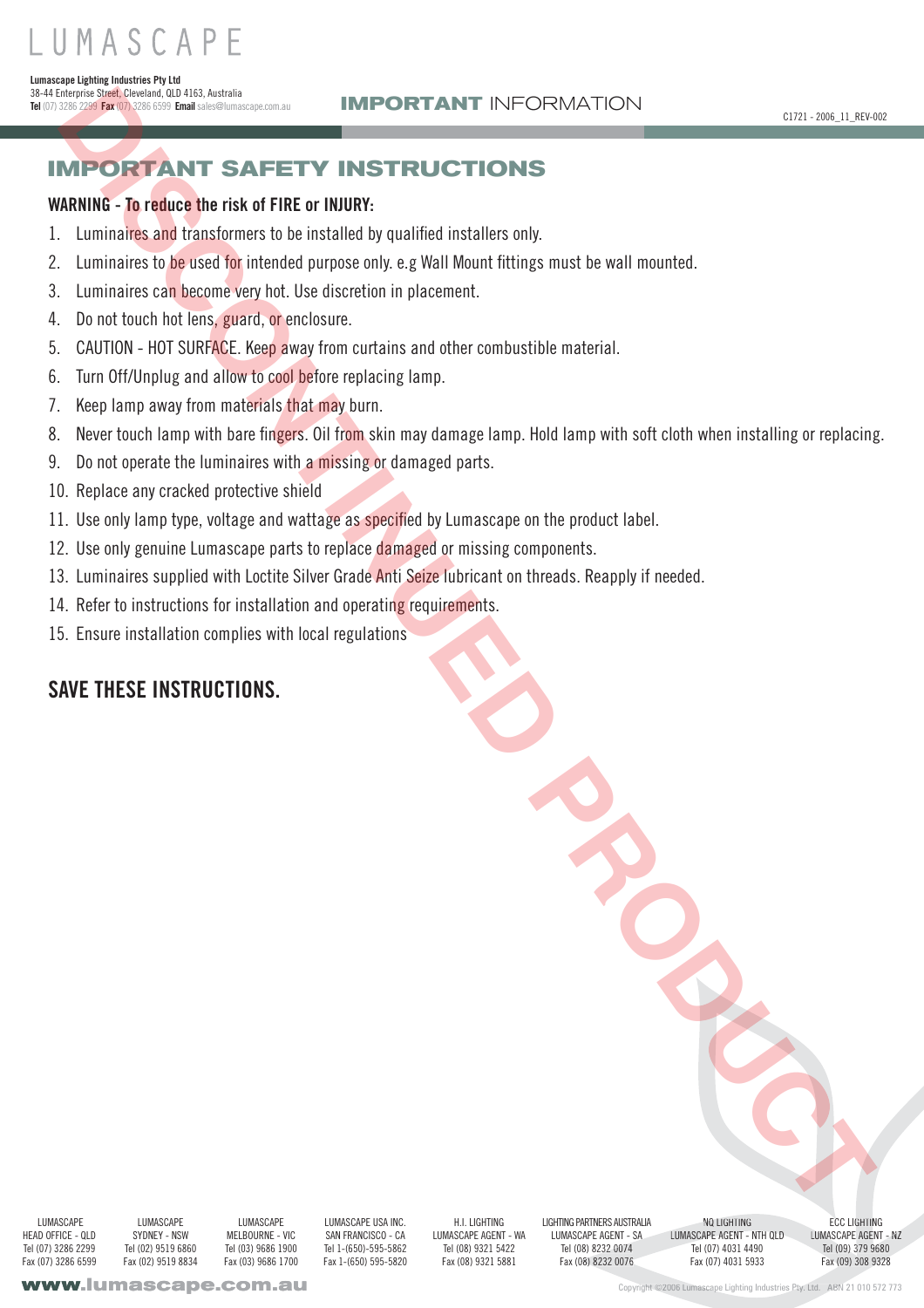# LUMASCAPE

**Lumascape Lighting Industries Pty Ltd**
38-44 Enterprise Street, Cleveland, QLD 4163, Australia
**Tel** (07) 3286 2299 **Fax** (07) 3286 6599 **Email** sales@lumascape.com.au

**IMPORTANT** INFORMATION

C1721 - 2006_11_REV-002

DISCONTINUED PRODUCT

## IMPORTANT SAFETY INSTRUCTIONS

**WARNING - To reduce the risk of FIRE or INJURY:**

1. Luminaires and transformers to be installed by qualified installers only.
2. Luminaires to be used for intended purpose only. e.g Wall Mount fittings must be wall mounted.
3. Luminaires can become very hot. Use discretion in placement.
4. Do not touch hot lens, guard, or enclosure.
5. CAUTION - HOT SURFACE. Keep away from curtains and other combustible material.
6. Turn Off/Unplug and allow to cool before replacing lamp.
7. Keep lamp away from materials that may burn.
8. Never touch lamp with bare fingers. Oil from skin may damage lamp. Hold lamp with soft cloth when installing or replacing.
9. Do not operate the luminaires with a missing or damaged parts.
10. Replace any cracked protective shield
11. Use only lamp type, voltage and wattage as specified by Lumascape on the product label.
12. Use only genuine Lumascape parts to replace damaged or missing components.
13. Luminaires supplied with Loctite Silver Grade Anti Seize lubricant on threads. Reapply if needed.
14. Refer to instructions for installation and operating requirements.
15. Ensure installation complies with local regulations

## SAVE THESE INSTRUCTIONS.

| | | | | | | | |
|---|---|---|---|---|---|---|---|
| LUMASCAPE<br>HEAD OFFICE - QLD<br>Tel (07) 3286 2299<br>Fax (07) 3286 6599 | LUMASCAPE<br>SYDNEY - NSW<br>Tel (02) 9519 6860<br>Fax (02) 9519 8834 | LUMASCAPE<br>MELBOURNE - VIC<br>Tel (03) 9686 1900<br>Fax (03) 9686 1700 | LUMASCAPE USA INC.<br>SAN FRANCISCO - CA<br>Tel 1-(650)-595-5862<br>Fax 1-(650) 595-5820 | H.I. LIGHTING<br>LUMASCAPE AGENT - WA<br>Tel (08) 9321 5422<br>Fax (08) 9321 5881 | LIGHTING PARTNERS AUSTRALIA<br>LUMASCAPE AGENT - SA<br>Tel (08) 8232 0074<br>Fax (08) 8232 0076 | NQ LIGHTING<br>LUMASCAPE AGENT - NTH QLD<br>Tel (07) 4031 4490<br>Fax (07) 4031 5933 | ECC LIGHTING<br>LUMASCAPE AGENT - NZ<br>Tel (09) 379 9680<br>Fax (09) 308 9328 |

www.lumascape.com.au

Copyright ©2006 Lumascape Lighting Industries Pty. Ltd. ABN 21 010 572 773